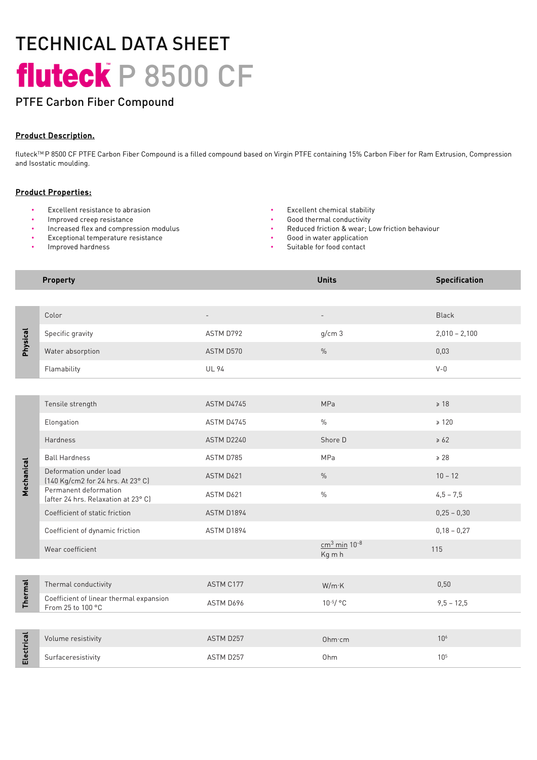# TECHNICAL DATA SHEET

# fluteck™ P 8500 CF

## PTFE Carbon Fiber Compound

**Product Description.**

fluteck™ P 8500 CF PTFE Carbon Fiber Compound is a filled compound based on Virgin PTFE containing 15% Carbon Fiber for Ram Extrusion, Compression and Isostatic moulding.

**Product Properties:**

- Excellent resistance to abrasion
- Improved creep resistance
- Increased flex and compression modulus
- Exceptional temperature resistance
- Improved hardness
- Excellent chemical stability
- Good thermal conductivity
- Reduced friction & wear; Low friction behaviour
- Good in water application
- Suitable for food contact

| | Property | | Units | Specification |
|---|---|---|---|---|
| Physical | Color | - | - | Black |
| Physical | Specific gravity | ASTM D792 | g/cm 3 | 2,010 – 2,100 |
| Physical | Water absorption | ASTM D570 | % | 0,03 |
| Physical | Flamability | UL 94 | | V-0 |
| Mechanical | Tensile strength | ASTM D4745 | MPa | ≥ 18 |
| Mechanical | Elongation | ASTM D4745 | % | ≥ 120 |
| Mechanical | Hardness | ASTM D2240 | Shore D | ≥ 62 |
| Mechanical | Ball Hardness | ASTM D785 | MPa | ≥ 28 |
| Mechanical | Deformation under load (140 Kg/cm2 for 24 hrs. At 23° C) | ASTM D621 | % | 10 – 12 |
| Mechanical | Permanent deformation (after 24 hrs. Relaxation at 23° C) | ASTM D621 | % | 4,5 – 7,5 |
| Mechanical | Coefficient of static friction | ASTM D1894 | | 0,25 – 0,30 |
| Mechanical | Coefficient of dynamic friction | ASTM D1894 | | 0,18 – 0,27 |
| Mechanical | Wear coefficient | | $\frac{cm^3 \, min}{Kg \, m \, h} 10^{-8}$ | 115 |
| Thermal | Thermal conductivity | ASTM C177 | W/m·K | 0,50 |
| Thermal | Coefficient of linear thermal expansion From 25 to 100 °C | ASTM D696 | $10^{-5}$/ °C | 9,5 – 12,5 |
| Electrical | Volume resistivity | ASTM D257 | Ohm·cm | $10^6$ |
| Electrical | Surfaceresistivity | ASTM D257 | Ohm | $10^5$ |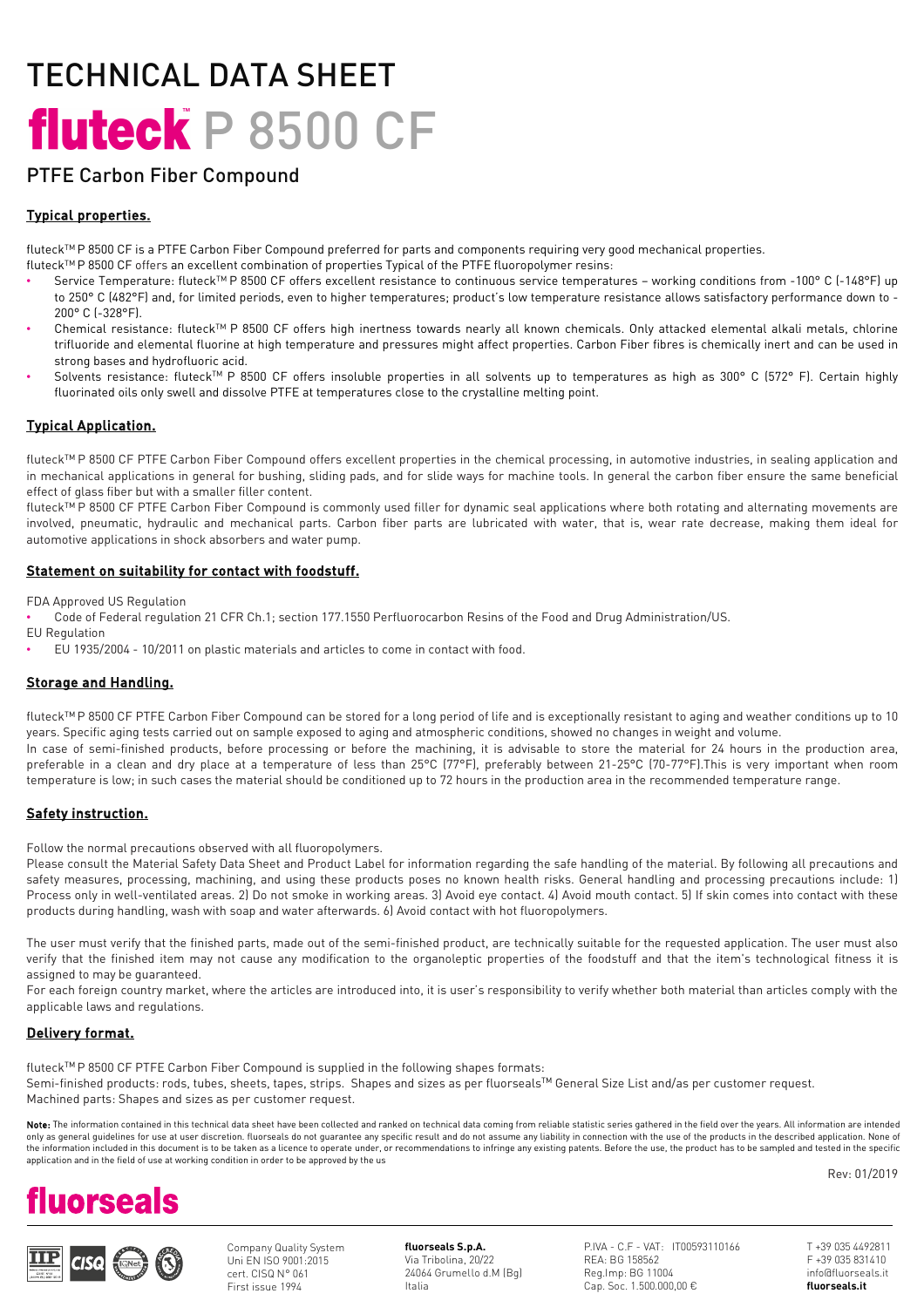# TECHNICAL DATA SHEET

# fluteck™ P 8500 CF

## PTFE Carbon Fiber Compound

### Typical properties.

fluteck™ P 8500 CF is a PTFE Carbon Fiber Compound preferred for parts and components requiring very good mechanical properties.
fluteck™ P 8500 CF offers an excellent combination of properties Typical of the PTFE fluoropolymer resins:

- Service Temperature: fluteck™ P 8500 CF offers excellent resistance to continuous service temperatures – working conditions from -100° C (-148°F) up to 250° C (482°F) and, for limited periods, even to higher temperatures; product's low temperature resistance allows satisfactory performance down to -200° C (-328°F).
- Chemical resistance: fluteck™ P 8500 CF offers high inertness towards nearly all known chemicals. Only attacked elemental alkali metals, chlorine trifluoride and elemental fluorine at high temperature and pressures might affect properties. Carbon Fiber fibres is chemically inert and can be used in strong bases and hydrofluoric acid.
- Solvents resistance: fluteck™ P 8500 CF offers insoluble properties in all solvents up to temperatures as high as 300° C (572° F). Certain highly fluorinated oils only swell and dissolve PTFE at temperatures close to the crystalline melting point.

### Typical Application.

fluteck™ P 8500 CF PTFE Carbon Fiber Compound offers excellent properties in the chemical processing, in automotive industries, in sealing application and in mechanical applications in general for bushing, sliding pads, and for slide ways for machine tools. In general the carbon fiber ensure the same beneficial effect of glass fiber but with a smaller filler content.
fluteck™ P 8500 CF PTFE Carbon Fiber Compound is commonly used filler for dynamic seal applications where both rotating and alternating movements are involved, pneumatic, hydraulic and mechanical parts. Carbon fiber parts are lubricated with water, that is, wear rate decrease, making them ideal for automotive applications in shock absorbers and water pump.

### Statement on suitability for contact with foodstuff.

FDA Approved US Regulation

- Code of Federal regulation 21 CFR Ch.1; section 177.1550 Perfluorocarbon Resins of the Food and Drug Administration/US.

EU Regulation

- EU 1935/2004 - 10/2011 on plastic materials and articles to come in contact with food.

### Storage and Handling.

fluteck™ P 8500 CF PTFE Carbon Fiber Compound can be stored for a long period of life and is exceptionally resistant to aging and weather conditions up to 10 years. Specific aging tests carried out on sample exposed to aging and atmospheric conditions, showed no changes in weight and volume.
In case of semi-finished products, before processing or before the machining, it is advisable to store the material for 24 hours in the production area, preferable in a clean and dry place at a temperature of less than 25°C (77°F), preferably between 21-25°C (70-77°F).This is very important when room temperature is low; in such cases the material should be conditioned up to 72 hours in the production area in the recommended temperature range.

### Safety instruction.

Follow the normal precautions observed with all fluoropolymers.
Please consult the Material Safety Data Sheet and Product Label for information regarding the safe handling of the material. By following all precautions and safety measures, processing, machining, and using these products poses no known health risks. General handling and processing precautions include: 1) Process only in well-ventilated areas. 2) Do not smoke in working areas. 3) Avoid eye contact. 4) Avoid mouth contact. 5) If skin comes into contact with these products during handling, wash with soap and water afterwards. 6) Avoid contact with hot fluoropolymers.

The user must verify that the finished parts, made out of the semi-finished product, are technically suitable for the requested application. The user must also verify that the finished item may not cause any modification to the organoleptic properties of the foodstuff and that the item's technological fitness it is assigned to may be guaranteed.
For each foreign country market, where the articles are introduced into, it is user's responsibility to verify whether both material than articles comply with the applicable laws and regulations.

### Delivery format.

fluteck™ P 8500 CF PTFE Carbon Fiber Compound is supplied in the following shapes formats:
Semi-finished products: rods, tubes, sheets, tapes, strips. Shapes and sizes as per fluorseals™ General Size List and/as per customer request.
Machined parts: Shapes and sizes as per customer request.

**Note:** The information contained in this technical data sheet have been collected and ranked on technical data coming from reliable statistic series gathered in the field over the years. All information are intended only as general guidelines for use at user discretion. fluorseals do not guarantee any specific result and do not assume any liability in connection with the use of the products in the described application. None of the information included in this document is to be taken as a licence to operate under, or recommendations to infringe any existing patents. Before the use, the product has to be sampled and tested in the specific application and in the field of use at working condition in order to be approved by the us

Rev: 01/2019

fluorseals

Company Quality System
Uni EN ISO 9001:2015
cert. CISQ N° 061
First issue 1994

**fluorseals S.p.A.**
Via Tribolina, 20/22
24064 Grumello d.M (Bg)
Italia

P.IVA - C.F - VAT: IT00593110166
REA: BG 158562
Reg.Imp: BG 11004
Cap. Soc. 1.500.000,00 €

T +39 035 4492811
F +39 035 831410
info@fluorseals.it
**fluorseals.it**